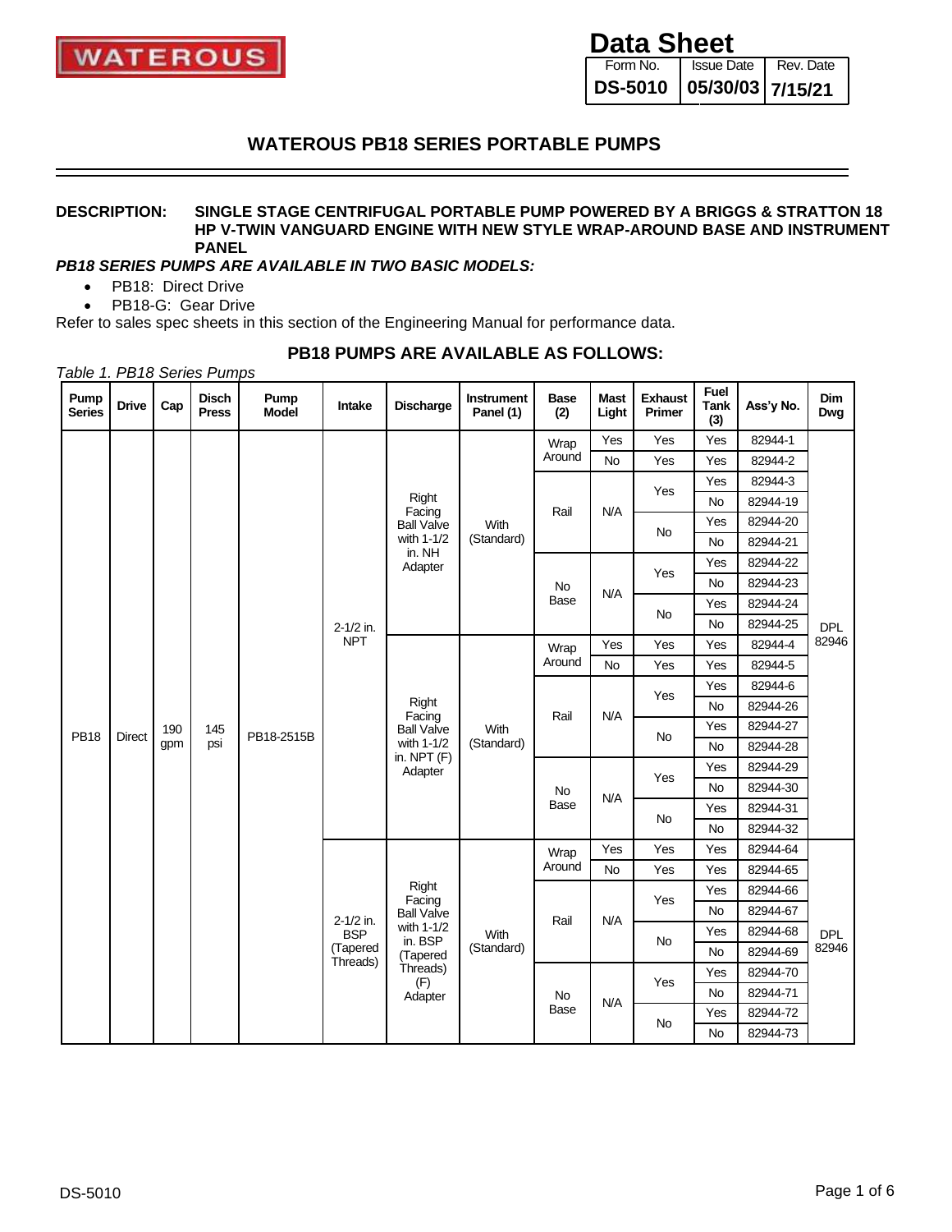WATEROUS

# Data Sheet

| Form No. | Issue Date | Rev. Date |
|---|---|---|
| DS-5010 | 05/30/03 | 7/15/21 |

## WATEROUS PB18 SERIES PORTABLE PUMPS

**DESCRIPTION:** **SINGLE STAGE CENTRIFUGAL PORTABLE PUMP POWERED BY A BRIGGS & STRATTON 18 HP V-TWIN VANGUARD ENGINE WITH NEW STYLE WRAP-AROUND BASE AND INSTRUMENT PANEL**

***PB18 SERIES PUMPS ARE AVAILABLE IN TWO BASIC MODELS:***

- PB18: Direct Drive
- PB18-G: Gear Drive

Refer to sales spec sheets in this section of the Engineering Manual for performance data.

### PB18 PUMPS ARE AVAILABLE AS FOLLOWS:

*Table 1. PB18 Series Pumps*

| Pump Series | Drive | Cap | Disch Press | Pump Model | Intake | Discharge | Instrument Panel (1) | Base (2) | Mast Light | Exhaust Primer | Fuel Tank (3) | Ass'y No. | Dim Dwg |
|---|---|---|---|---|---|---|---|---|---|---|---|---|---|
| PB18 | Direct | 190 gpm | 145 psi | PB18-2515B | 2-1/2 in. NPT | Right Facing Ball Valve with 1-1/2 in. NH Adapter | With (Standard) | Wrap Around | Yes | Yes | Yes | 82944-1 | DPL 82946 |
| | | | | | | | | | No | Yes | Yes | 82944-2 | |
| | | | | | | | | Rail | N/A | Yes | Yes | 82944-3 | |
| | | | | | | | | | | | No | 82944-19 | |
| | | | | | | | | | | No | Yes | 82944-20 | |
| | | | | | | | | | | | No | 82944-21 | |
| | | | | | | | | No Base | N/A | Yes | Yes | 82944-22 | |
| | | | | | | | | | | | No | 82944-23 | |
| | | | | | | | | | | No | Yes | 82944-24 | |
| | | | | | | | | | | | No | 82944-25 | |
| | | | | | | Right Facing Ball Valve with 1-1/2 in. NPT (F) Adapter | With (Standard) | Wrap Around | Yes | Yes | Yes | 82944-4 | |
| | | | | | | | | | No | Yes | Yes | 82944-5 | |
| | | | | | | | | Rail | N/A | Yes | Yes | 82944-6 | |
| | | | | | | | | | | | No | 82944-26 | |
| | | | | | | | | | | No | Yes | 82944-27 | |
| | | | | | | | | | | | No | 82944-28 | |
| | | | | | | | | No Base | N/A | Yes | Yes | 82944-29 | |
| | | | | | | | | | | | No | 82944-30 | |
| | | | | | | | | | | No | Yes | 82944-31 | |
| | | | | | | | | | | | No | 82944-32 | |
| | | | | | 2-1/2 in. BSP (Tapered Threads) | Right Facing Ball Valve with 1-1/2 in. BSP (Tapered Threads) (F) Adapter | With (Standard) | Wrap Around | Yes | Yes | Yes | 82944-64 | DPL 82946 |
| | | | | | | | | | No | Yes | Yes | 82944-65 | |
| | | | | | | | | Rail | N/A | Yes | Yes | 82944-66 | |
| | | | | | | | | | | | No | 82944-67 | |
| | | | | | | | | | | No | Yes | 82944-68 | |
| | | | | | | | | | | | No | 82944-69 | |
| | | | | | | | | No Base | N/A | Yes | Yes | 82944-70 | |
| | | | | | | | | | | | No | 82944-71 | |
| | | | | | | | | | | No | Yes | 82944-72 | |
| | | | | | | | | | | | No | 82944-73 | |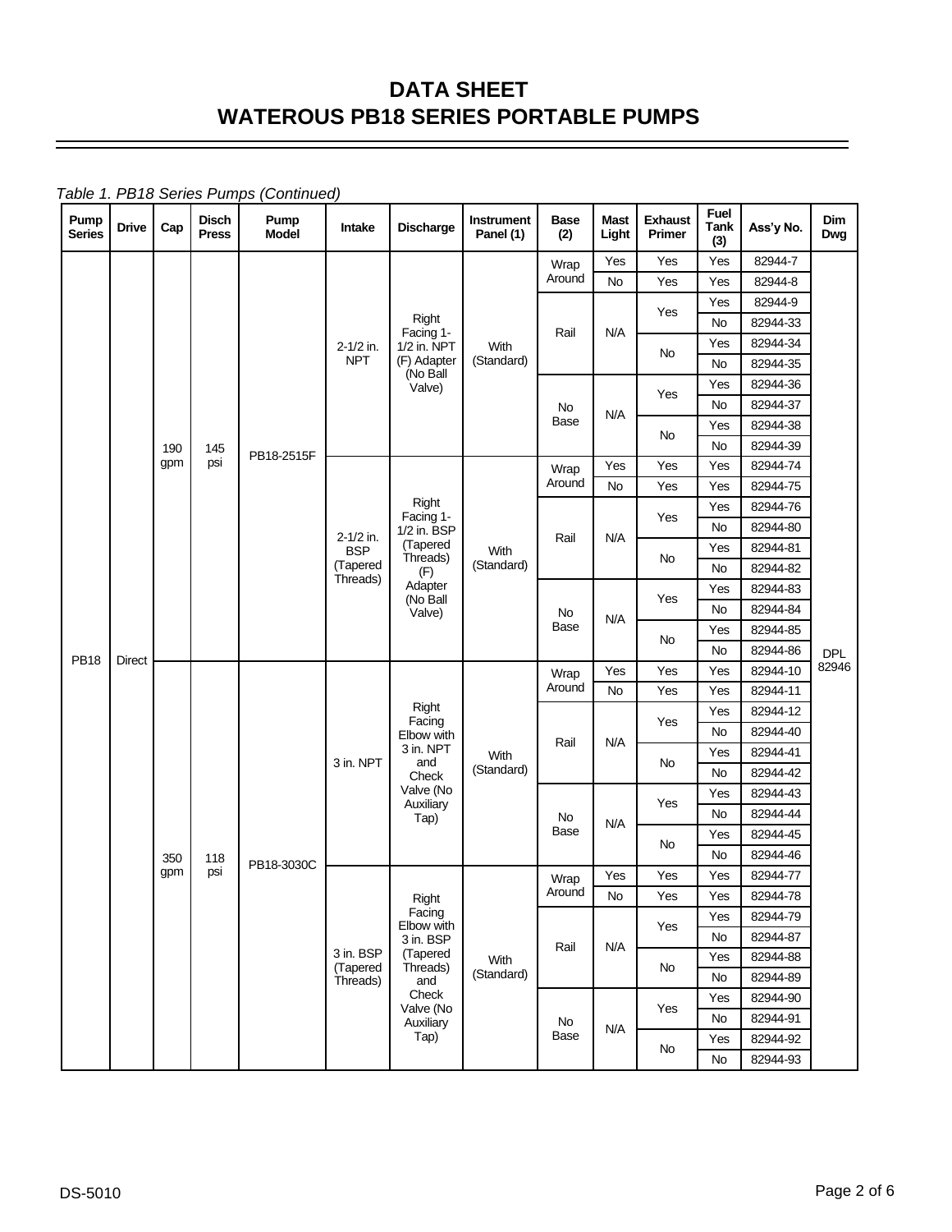# DATA SHEET
# WATEROUS PB18 SERIES PORTABLE PUMPS

*Table 1. PB18 Series Pumps (Continued)*

| Pump Series | Drive | Cap | Disch Press | Pump Model | Intake | Discharge | Instrument Panel (1) | Base (2) | Mast Light | Exhaust Primer | Fuel Tank (3) | Ass'y No. | Dim Dwg |
|---|---|---|---|---|---|---|---|---|---|---|---|---|---|
| PB18 | Direct | 190 gpm | 145 psi | PB18-2515F | 2-1/2 in. NPT | Right Facing 1-1/2 in. NPT (F) Adapter (No Ball Valve) | With (Standard) | Wrap Around | Yes | Yes | Yes | 82944-7 | DPL 82946 |
| | | | | | | | | | No | Yes | Yes | 82944-8 | |
| | | | | | | | | Rail | N/A | Yes | Yes | 82944-9 | |
| | | | | | | | | | | | No | 82944-33 | |
| | | | | | | | | | | No | Yes | 82944-34 | |
| | | | | | | | | | | | No | 82944-35 | |
| | | | | | | | | No Base | N/A | Yes | Yes | 82944-36 | |
| | | | | | | | | | | | No | 82944-37 | |
| | | | | | | | | | | No | Yes | 82944-38 | |
| | | | | | | | | | | | No | 82944-39 | |
| | | | | | 2-1/2 in. BSP (Tapered Threads) | Right Facing 1-1/2 in. BSP (Tapered Threads) (F) Adapter (No Ball Valve) | With (Standard) | Wrap Around | Yes | Yes | Yes | 82944-74 | |
| | | | | | | | | | No | Yes | Yes | 82944-75 | |
| | | | | | | | | Rail | N/A | Yes | Yes | 82944-76 | |
| | | | | | | | | | | | No | 82944-80 | |
| | | | | | | | | | | No | Yes | 82944-81 | |
| | | | | | | | | | | | No | 82944-82 | |
| | | | | | | | | No Base | N/A | Yes | Yes | 82944-83 | |
| | | | | | | | | | | | No | 82944-84 | |
| | | | | | | | | | | No | Yes | 82944-85 | |
| | | | | | | | | | | | No | 82944-86 | |
| | | 350 gpm | 118 psi | PB18-3030C | 3 in. NPT | Right Facing Elbow with 3 in. NPT and Check Valve (No Auxiliary Tap) | With (Standard) | Wrap Around | Yes | Yes | Yes | 82944-10 | |
| | | | | | | | | | No | Yes | Yes | 82944-11 | |
| | | | | | | | | Rail | N/A | Yes | Yes | 82944-12 | |
| | | | | | | | | | | | No | 82944-40 | |
| | | | | | | | | | | No | Yes | 82944-41 | |
| | | | | | | | | | | | No | 82944-42 | |
| | | | | | | | | No Base | N/A | Yes | Yes | 82944-43 | |
| | | | | | | | | | | | No | 82944-44 | |
| | | | | | | | | | | No | Yes | 82944-45 | |
| | | | | | | | | | | | No | 82944-46 | |
| | | | | | 3 in. BSP (Tapered Threads) | Right Facing Elbow with 3 in. BSP (Tapered Threads) and Check Valve (No Auxiliary Tap) | With (Standard) | Wrap Around | Yes | Yes | Yes | 82944-77 | |
| | | | | | | | | | No | Yes | Yes | 82944-78 | |
| | | | | | | | | Rail | N/A | Yes | Yes | 82944-79 | |
| | | | | | | | | | | | No | 82944-87 | |
| | | | | | | | | | | No | Yes | 82944-88 | |
| | | | | | | | | | | | No | 82944-89 | |
| | | | | | | | | No Base | N/A | Yes | Yes | 82944-90 | |
| | | | | | | | | | | | No | 82944-91 | |
| | | | | | | | | | | No | Yes | 82944-92 | |
| | | | | | | | | | | | No | 82944-93 | |

DS-5010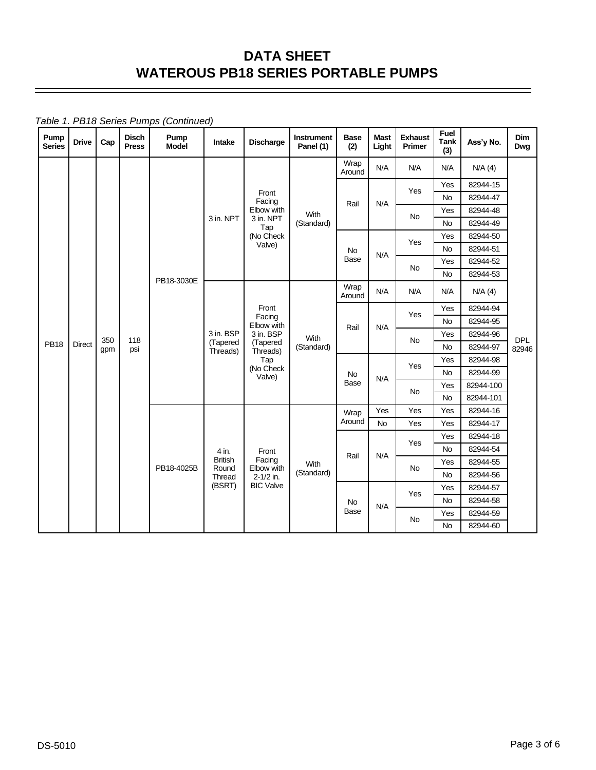# DATA SHEET
# WATEROUS PB18 SERIES PORTABLE PUMPS

*Table 1. PB18 Series Pumps (Continued)*

| Pump Series | Drive | Cap | Disch Press | Pump Model | Intake | Discharge | Instrument Panel (1) | Base (2) | Mast Light | Exhaust Primer | Fuel Tank (3) | Ass'y No. | Dim Dwg |
|---|---|---|---|---|---|---|---|---|---|---|---|---|---|
| PB18 | Direct | 350 gpm | 118 psi | PB18-3030E | 3 in. NPT | Front Facing Elbow with 3 in. NPT Tap (No Check Valve) | With (Standard) | Wrap Around | N/A | N/A | N/A | N/A (4) | DPL 82946 |
| | | | | | | | | Rail | N/A | Yes | Yes | 82944-15 | |
| | | | | | | | | | | | No | 82944-47 | |
| | | | | | | | | | | No | Yes | 82944-48 | |
| | | | | | | | | | | | No | 82944-49 | |
| | | | | | | | | No Base | N/A | Yes | Yes | 82944-50 | |
| | | | | | | | | | | | No | 82944-51 | |
| | | | | | | | | | | No | Yes | 82944-52 | |
| | | | | | | | | | | | No | 82944-53 | |
| | | | | | 3 in. BSP (Tapered Threads) | Front Facing Elbow with 3 in. BSP (Tapered Threads) Tap (No Check Valve) | With (Standard) | Wrap Around | N/A | N/A | N/A | N/A (4) | |
| | | | | | | | | Rail | N/A | Yes | Yes | 82944-94 | |
| | | | | | | | | | | | No | 82944-95 | |
| | | | | | | | | | | No | Yes | 82944-96 | |
| | | | | | | | | | | | No | 82944-97 | |
| | | | | | | | | No Base | N/A | Yes | Yes | 82944-98 | |
| | | | | | | | | | | | No | 82944-99 | |
| | | | | | | | | | | No | Yes | 82944-100 | |
| | | | | | | | | | | | No | 82944-101 | |
| | | | | PB18-4025B | 4 in. British Round Thread (BSRT) | Front Facing Elbow with 2-1/2 in. BIC Valve | With (Standard) | Wrap Around | Yes | Yes | Yes | 82944-16 | |
| | | | | | | | | | No | Yes | Yes | 82944-17 | |
| | | | | | | | | Rail | N/A | Yes | Yes | 82944-18 | |
| | | | | | | | | | | | No | 82944-54 | |
| | | | | | | | | | | No | Yes | 82944-55 | |
| | | | | | | | | | | | No | 82944-56 | |
| | | | | | | | | No Base | N/A | Yes | Yes | 82944-57 | |
| | | | | | | | | | | | No | 82944-58 | |
| | | | | | | | | | | No | Yes | 82944-59 | |
| | | | | | | | | | | | No | 82944-60 | |

DS-5010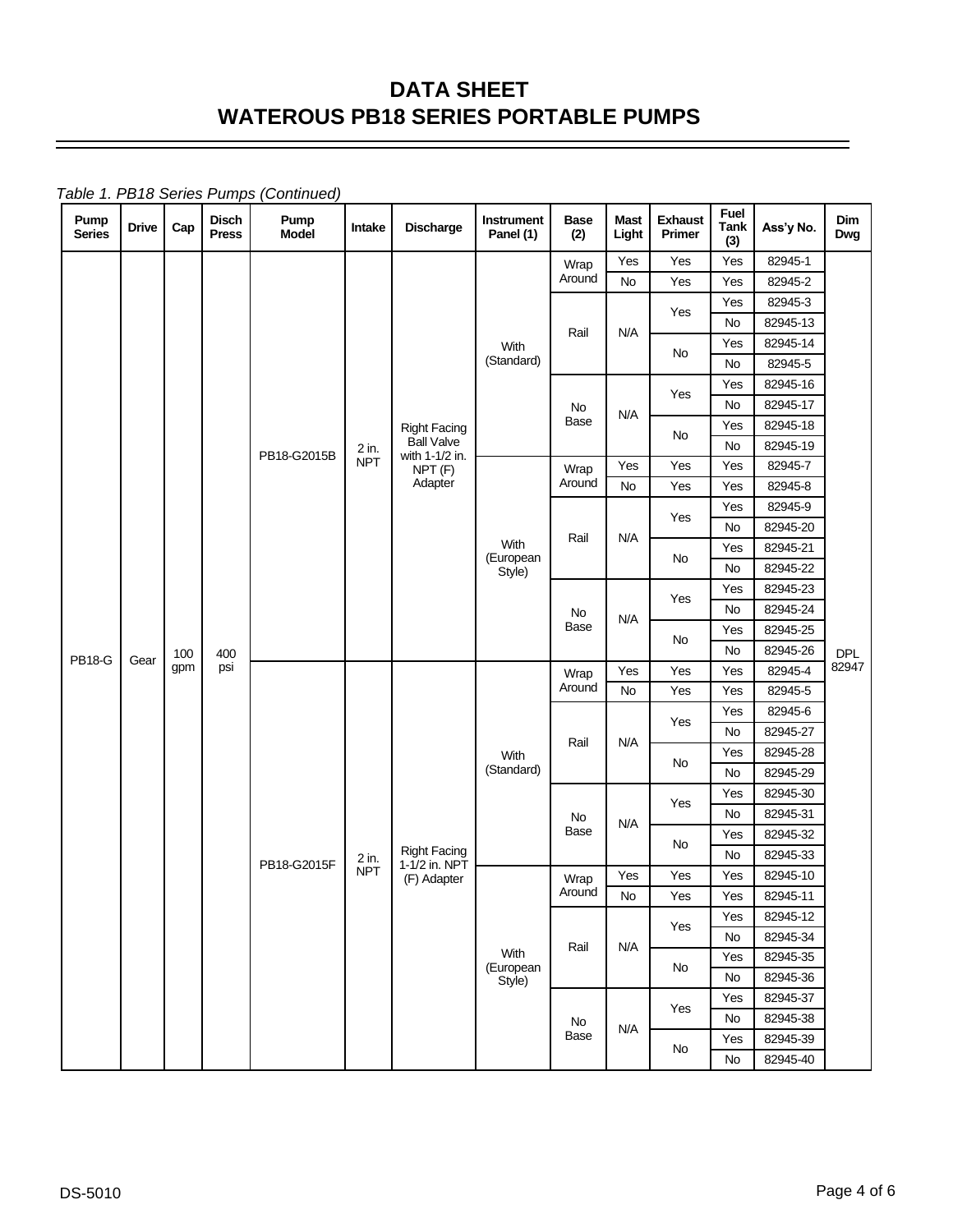# DATA SHEET
# WATEROUS PB18 SERIES PORTABLE PUMPS

*Table 1. PB18 Series Pumps (Continued)*

| Pump Series | Drive | Cap | Disch Press | Pump Model | Intake | Discharge | Instrument Panel (1) | Base (2) | Mast Light | Exhaust Primer | Fuel Tank (3) | Ass'y No. | Dim Dwg |
|---|---|---|---|---|---|---|---|---|---|---|---|---|---|
| PB18-G | Gear | 100 gpm | 400 psi | PB18-G2015B | 2 in. NPT | Right Facing Ball Valve with 1-1/2 in. NPT (F) Adapter | With (Standard) | Wrap Around | Yes | Yes | Yes | 82945-1 | DPL 82947 |
| | | | | | | | | | No | Yes | Yes | 82945-2 | |
| | | | | | | | | Rail | N/A | Yes | Yes | 82945-3 | |
| | | | | | | | | | | | No | 82945-13 | |
| | | | | | | | | | | No | Yes | 82945-14 | |
| | | | | | | | | | | | No | 82945-5 | |
| | | | | | | | | No Base | N/A | Yes | Yes | 82945-16 | |
| | | | | | | | | | | | No | 82945-17 | |
| | | | | | | | | | | No | Yes | 82945-18 | |
| | | | | | | | | | | | No | 82945-19 | |
| | | | | | | | With (European Style) | Wrap Around | Yes | Yes | Yes | 82945-7 | |
| | | | | | | | | | No | Yes | Yes | 82945-8 | |
| | | | | | | | | Rail | N/A | Yes | Yes | 82945-9 | |
| | | | | | | | | | | | No | 82945-20 | |
| | | | | | | | | | | No | Yes | 82945-21 | |
| | | | | | | | | | | | No | 82945-22 | |
| | | | | | | | | No Base | N/A | Yes | Yes | 82945-23 | |
| | | | | | | | | | | | No | 82945-24 | |
| | | | | | | | | | | No | Yes | 82945-25 | |
| | | | | | | | | | | | No | 82945-26 | |
| | | | | PB18-G2015F | 2 in. NPT | Right Facing 1-1/2 in. NPT (F) Adapter | With (Standard) | Wrap Around | Yes | Yes | Yes | 82945-4 | |
| | | | | | | | | | No | Yes | Yes | 82945-5 | |
| | | | | | | | | Rail | N/A | Yes | Yes | 82945-6 | |
| | | | | | | | | | | | No | 82945-27 | |
| | | | | | | | | | | No | Yes | 82945-28 | |
| | | | | | | | | | | | No | 82945-29 | |
| | | | | | | | | No Base | N/A | Yes | Yes | 82945-30 | |
| | | | | | | | | | | | No | 82945-31 | |
| | | | | | | | | | | No | Yes | 82945-32 | |
| | | | | | | | | | | | No | 82945-33 | |
| | | | | | | | With (European Style) | Wrap Around | Yes | Yes | Yes | 82945-10 | |
| | | | | | | | | | No | Yes | Yes | 82945-11 | |
| | | | | | | | | Rail | N/A | Yes | Yes | 82945-12 | |
| | | | | | | | | | | | No | 82945-34 | |
| | | | | | | | | | | No | Yes | 82945-35 | |
| | | | | | | | | | | | No | 82945-36 | |
| | | | | | | | | No Base | N/A | Yes | Yes | 82945-37 | |
| | | | | | | | | | | | No | 82945-38 | |
| | | | | | | | | | | No | Yes | 82945-39 | |
| | | | | | | | | | | | No | 82945-40 | |

DS-5010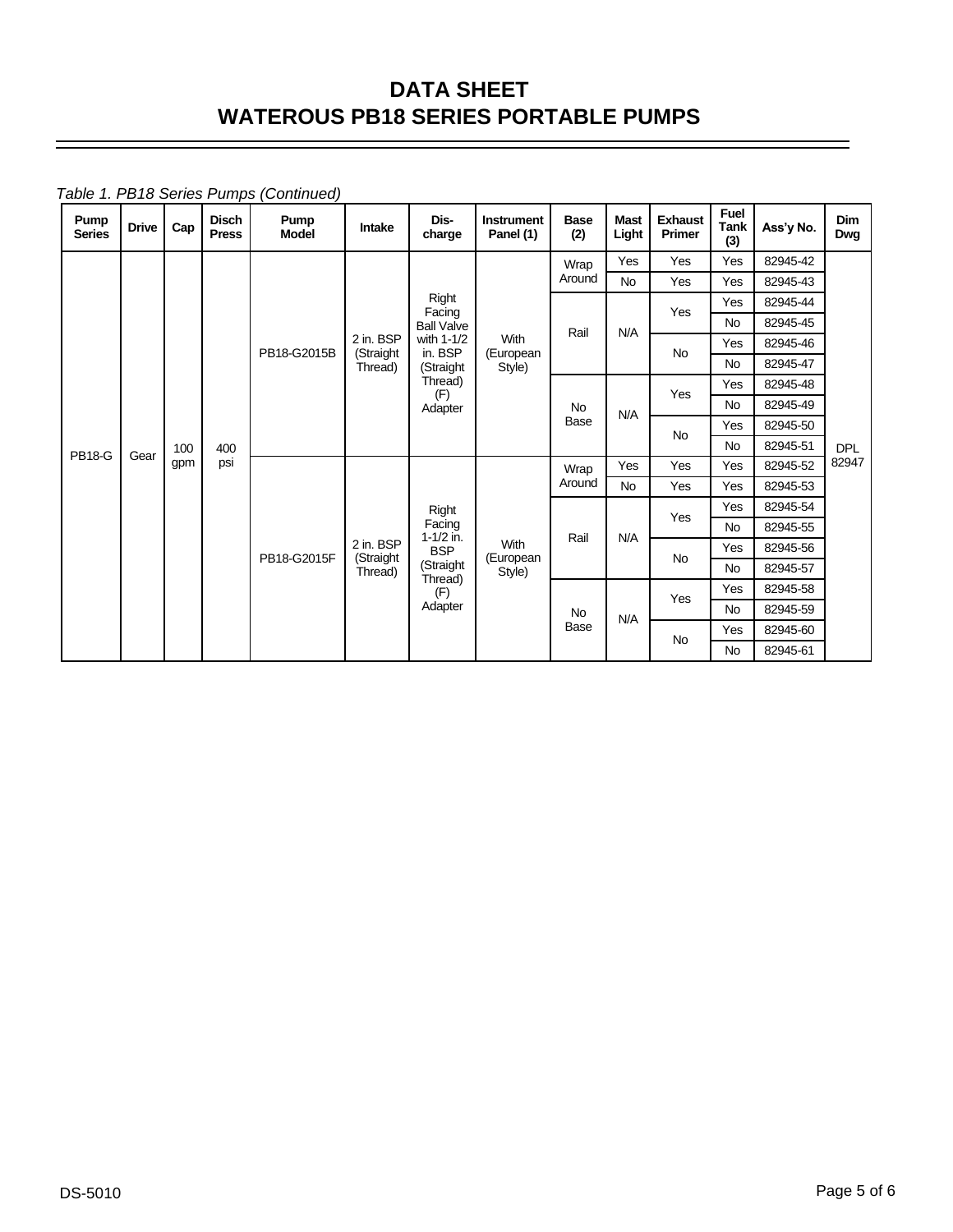# DATA SHEET
# WATEROUS PB18 SERIES PORTABLE PUMPS

*Table 1. PB18 Series Pumps (Continued)*

| Pump Series | Drive | Cap | Disch Press | Pump Model | Intake | Dis-charge | Instrument Panel (1) | Base (2) | Mast Light | Exhaust Primer | Fuel Tank (3) | Ass'y No. | Dim Dwg |
|---|---|---|---|---|---|---|---|---|---|---|---|---|---|
| PB18-G | Gear | 100 gpm | 400 psi | PB18-G2015B | 2 in. BSP (Straight Thread) | Right Facing Ball Valve with 1-1/2 in. BSP (Straight Thread) (F) Adapter | With (European Style) | Wrap Around | Yes | Yes | Yes | 82945-42 | DPL 82947 |
| | | | | | | | | | No | Yes | Yes | 82945-43 | |
| | | | | | | | | Rail | N/A | Yes | Yes | 82945-44 | |
| | | | | | | | | | | | No | 82945-45 | |
| | | | | | | | | | | No | Yes | 82945-46 | |
| | | | | | | | | | | | No | 82945-47 | |
| | | | | | | | | No Base | N/A | Yes | Yes | 82945-48 | |
| | | | | | | | | | | | No | 82945-49 | |
| | | | | | | | | | | No | Yes | 82945-50 | |
| | | | | | | | | | | | No | 82945-51 | |
| | | | | PB18-G2015F | 2 in. BSP (Straight Thread) | Right Facing 1-1/2 in. BSP (Straight Thread) (F) Adapter | With (European Style) | Wrap Around | Yes | Yes | Yes | 82945-52 | |
| | | | | | | | | | No | Yes | Yes | 82945-53 | |
| | | | | | | | | Rail | N/A | Yes | Yes | 82945-54 | |
| | | | | | | | | | | | No | 82945-55 | |
| | | | | | | | | | | No | Yes | 82945-56 | |
| | | | | | | | | | | | No | 82945-57 | |
| | | | | | | | | No Base | N/A | Yes | Yes | 82945-58 | |
| | | | | | | | | | | | No | 82945-59 | |
| | | | | | | | | | | No | Yes | 82945-60 | |
| | | | | | | | | | | | No | 82945-61 | |

DS-5010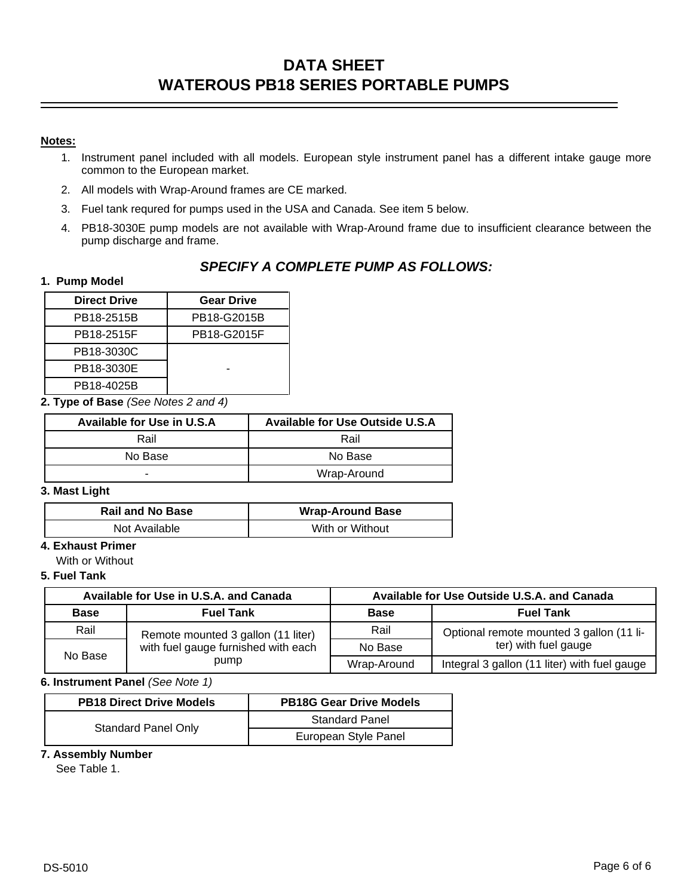# DATA SHEET
# WATEROUS PB18 SERIES PORTABLE PUMPS

**Notes:**

1. Instrument panel included with all models. European style instrument panel has a different intake gauge more common to the European market.
2. All models with Wrap-Around frames are CE marked.
3. Fuel tank requred for pumps used in the USA and Canada. See item 5 below.
4. PB18-3030E pump models are not available with Wrap-Around frame due to insufficient clearance between the pump discharge and frame.

## *SPECIFY A COMPLETE PUMP AS FOLLOWS:*

**1. Pump Model**

| Direct Drive | Gear Drive |
|---|---|
| PB18-2515B | PB18-G2015B |
| PB18-2515F | PB18-G2015F |
| PB18-3030C | - |
| PB18-3030E | |
| PB18-4025B | |

**2. Type of Base** *(See Notes 2 and 4)*

| Available for Use in U.S.A | Available for Use Outside U.S.A |
|---|---|
| Rail | Rail |
| No Base | No Base |
| - | Wrap-Around |

**3. Mast Light**

| Rail and No Base | Wrap-Around Base |
|---|---|
| Not Available | With or Without |

**4. Exhaust Primer**

With or Without

**5. Fuel Tank**

| Available for Use in U.S.A. and Canada | | Available for Use Outside U.S.A. and Canada | |
|---|---|---|---|
| **Base** | **Fuel Tank** | **Base** | **Fuel Tank** |
| Rail | Remote mounted 3 gallon (11 liter) with fuel gauge furnished with each pump | Rail | Optional remote mounted 3 gallon (11 liter) with fuel gauge |
| No Base | | No Base | |
| | | Wrap-Around | Integral 3 gallon (11 liter) with fuel gauge |

**6. Instrument Panel** *(See Note 1)*

| PB18 Direct Drive Models | PB18G Gear Drive Models |
|---|---|
| Standard Panel Only | Standard Panel |
| | European Style Panel |

**7. Assembly Number**

See Table 1.

DS-5010